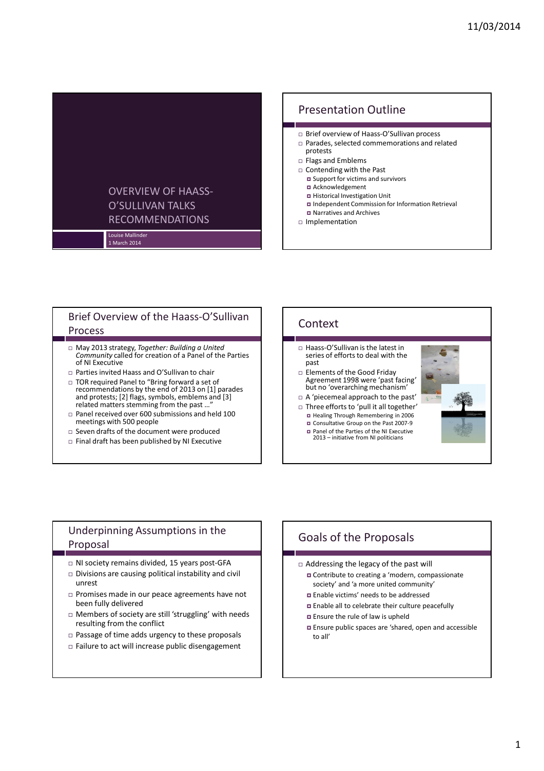# OVERVIEW OF HAASS-O'SULLIVAN TALKS RECOMMENDATIONS

Louise Mallinder
1 March 2014

## Presentation Outline

- Brief overview of Haass-O'Sullivan process
- Parades, selected commemorations and related protests
- Flags and Emblems
- Contending with the Past
  - Support for victims and survivors
  - Acknowledgement
  - Historical Investigation Unit
  - Independent Commission for Information Retrieval
  - Narratives and Archives
- Implementation

## Brief Overview of the Haass-O'Sullivan Process

- May 2013 strategy, *Together: Building a United Community* called for creation of a Panel of the Parties of NI Executive
- Parties invited Haass and O'Sullivan to chair
- TOR required Panel to "Bring forward a set of recommendations by the end of 2013 on [1] parades and protests; [2] flags, symbols, emblems and [3] related matters stemming from the past …"
- Panel received over 600 submissions and held 100 meetings with 500 people
- Seven drafts of the document were produced
- Final draft has been published by NI Executive

## Context

- Haass-O'Sullivan is the latest in series of efforts to deal with the past
- Elements of the Good Friday Agreement 1998 were 'past facing' but no 'overarching mechanism'
- A 'piecemeal approach to the past'
- Three efforts to 'pull it all together'
  - Healing Through Remembering in 2006
  - Consultative Group on the Past 2007-9
  - Panel of the Parties of the NI Executive 2013 – initiative from NI politicians

## Underpinning Assumptions in the Proposal

- NI society remains divided, 15 years post-GFA
- Divisions are causing political instability and civil unrest
- Promises made in our peace agreements have not been fully delivered
- Members of society are still 'struggling' with needs resulting from the conflict
- Passage of time adds urgency to these proposals
- Failure to act will increase public disengagement

## Goals of the Proposals

- Addressing the legacy of the past will
  - Contribute to creating a 'modern, compassionate society' and 'a more united community'
  - Enable victims' needs to be addressed
  - Enable all to celebrate their culture peacefully
  - Ensure the rule of law is upheld
  - Ensure public spaces are 'shared, open and accessible to all'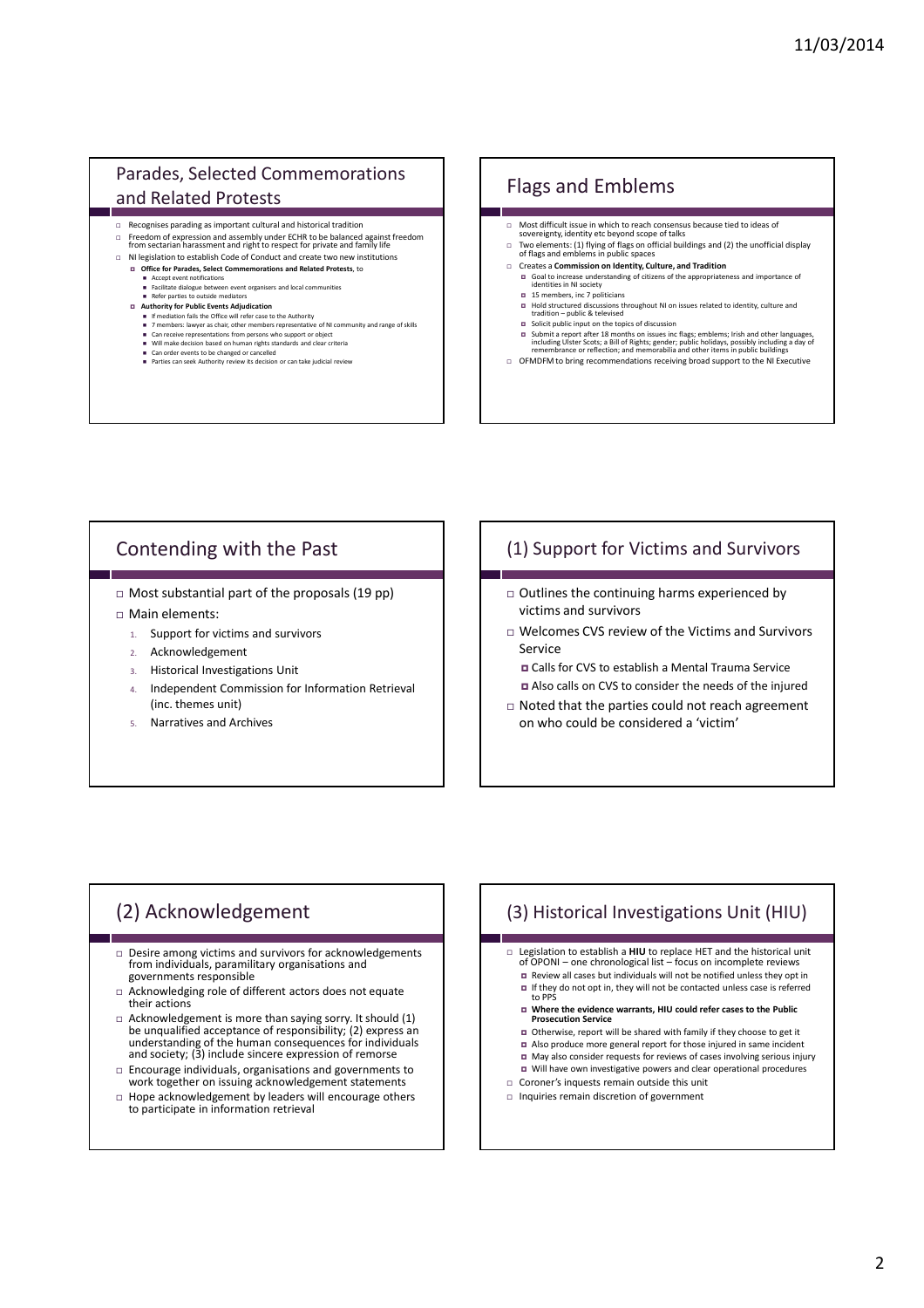## Parades, Selected Commemorations and Related Protests

- Recognises parading as important cultural and historical tradition
- Freedom of expression and assembly under ECHR to be balanced against freedom from sectarian harassment and right to respect for private and family life
- NI legislation to establish Code of Conduct and create two new institutions
  - **Office for Parades, Select Commemorations and Related Protests**, to
    - Accept event notifications
    - Facilitate dialogue between event organisers and local communities
    - Refer parties to outside mediators
  - **Authority for Public Events Adjudication**
    - If mediation fails the Office will refer case to the Authority
    - 7 members: lawyer as chair, other members representative of NI community and range of skills
    - Can receive representations from persons who support or object
    - Will make decision based on human rights standards and clear criteria
    - Can order events to be changed or cancelled
    - Parties can seek Authority review its decision or can take judicial review

## Flags and Emblems

- Most difficult issue in which to reach consensus because tied to ideas of sovereignty, identity etc beyond scope of talks
- Two elements: (1) flying of flags on official buildings and (2) the unofficial display of flags and emblems in public spaces
- Creates a **Commission on Identity, Culture, and Tradition**
  - Goal to increase understanding of citizens of the appropriateness and importance of identities in NI society
  - 15 members, inc 7 politicians
  - Hold structured discussions throughout NI on issues related to identity, culture and tradition – public & televised
  - Solicit public input on the topics of discussion
  - Submit a report after 18 months on issues inc flags; emblems; Irish and other languages, including Ulster Scots; a Bill of Rights; gender; public holidays, possibly including a day of remembrance or reflection; and memorabilia and other items in public buildings
- OFMDFM to bring recommendations receiving broad support to the NI Executive

## Contending with the Past

- Most substantial part of the proposals (19 pp)
- Main elements:
  1. Support for victims and survivors
  2. Acknowledgement
  3. Historical Investigations Unit
  4. Independent Commission for Information Retrieval (inc. themes unit)
  5. Narratives and Archives

## (1) Support for Victims and Survivors

- Outlines the continuing harms experienced by victims and survivors
- Welcomes CVS review of the Victims and Survivors Service
  - Calls for CVS to establish a Mental Trauma Service
  - Also calls on CVS to consider the needs of the injured
- Noted that the parties could not reach agreement on who could be considered a 'victim'

## (2) Acknowledgement

- Desire among victims and survivors for acknowledgements from individuals, paramilitary organisations and governments responsible
- Acknowledging role of different actors does not equate their actions
- Acknowledgement is more than saying sorry. It should (1) be unqualified acceptance of responsibility; (2) express an understanding of the human consequences for individuals and society; (3) include sincere expression of remorse
- Encourage individuals, organisations and governments to work together on issuing acknowledgement statements
- Hope acknowledgement by leaders will encourage others to participate in information retrieval

## (3) Historical Investigations Unit (HIU)

- Legislation to establish a **HIU** to replace HET and the historical unit of OPONI – one chronological list – focus on incomplete reviews
  - Review all cases but individuals will not be notified unless they opt in
  - If they do not opt in, they will not be contacted unless case is referred to PPS
  - **Where the evidence warrants, HIU could refer cases to the Public Prosecution Service**
  - Otherwise, report will be shared with family if they choose to get it
  - Also produce more general report for those injured in same incident
  - May also consider requests for reviews of cases involving serious injury
  - Will have own investigative powers and clear operational procedures
- Coroner's inquests remain outside this unit
- Inquiries remain discretion of government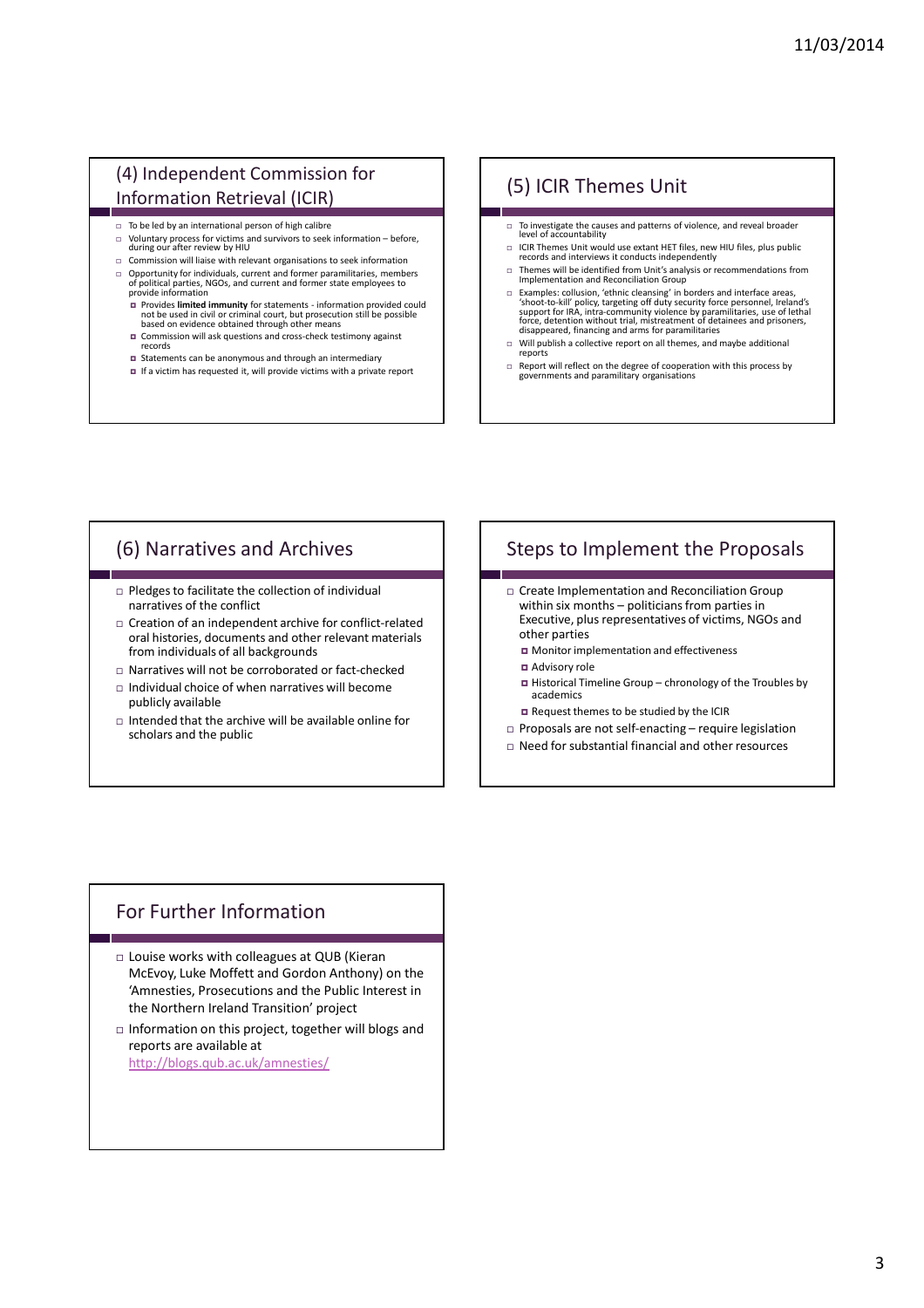## (4) Independent Commission for Information Retrieval (ICIR)

- To be led by an international person of high calibre
- Voluntary process for victims and survivors to seek information – before, during our after review by HIU
- Commission will liaise with relevant organisations to seek information
- Opportunity for individuals, current and former paramilitaries, members of political parties, NGOs, and current and former state employees to provide information
  - Provides **limited immunity** for statements - information provided could not be used in civil or criminal court, but prosecution still be possible based on evidence obtained through other means
  - Commission will ask questions and cross-check testimony against records
  - Statements can be anonymous and through an intermediary
  - If a victim has requested it, will provide victims with a private report

## (5) ICIR Themes Unit

- To investigate the causes and patterns of violence, and reveal broader level of accountability
- ICIR Themes Unit would use extant HET files, new HIU files, plus public records and interviews it conducts independently
- Themes will be identified from Unit's analysis or recommendations from Implementation and Reconciliation Group
- Examples: collusion, 'ethnic cleansing' in borders and interface areas, 'shoot-to-kill' policy, targeting off duty security force personnel, Ireland's support for IRA, intra-community violence by paramilitaries, use of lethal force, detention without trial, mistreatment of detainees and prisoners, disappeared, financing and arms for paramilitaries
- Will publish a collective report on all themes, and maybe additional reports
- Report will reflect on the degree of cooperation with this process by governments and paramilitary organisations

## (6) Narratives and Archives

- Pledges to facilitate the collection of individual narratives of the conflict
- Creation of an independent archive for conflict-related oral histories, documents and other relevant materials from individuals of all backgrounds
- Narratives will not be corroborated or fact-checked
- Individual choice of when narratives will become publicly available
- Intended that the archive will be available online for scholars and the public

## Steps to Implement the Proposals

- Create Implementation and Reconciliation Group within six months – politicians from parties in Executive, plus representatives of victims, NGOs and other parties
  - Monitor implementation and effectiveness
  - Advisory role
  - Historical Timeline Group – chronology of the Troubles by academics
  - Request themes to be studied by the ICIR
- Proposals are not self-enacting – require legislation
- Need for substantial financial and other resources

## For Further Information

- Louise works with colleagues at QUB (Kieran McEvoy, Luke Moffett and Gordon Anthony) on the 'Amnesties, Prosecutions and the Public Interest in the Northern Ireland Transition' project
- Information on this project, together will blogs and reports are available at http://blogs.qub.ac.uk/amnesties/